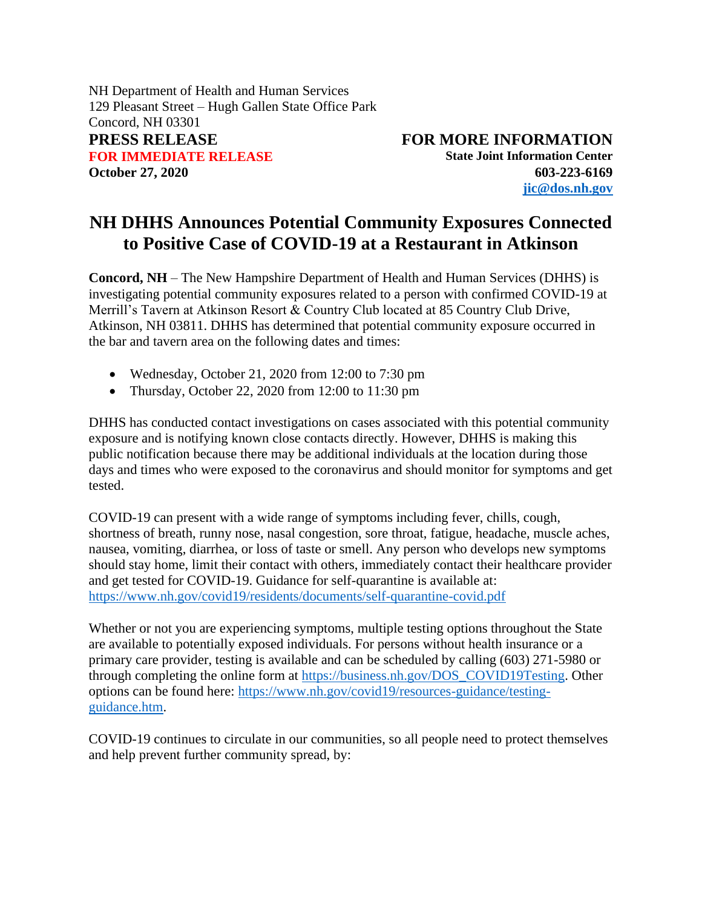NH Department of Health and Human Services
129 Pleasant Street – Hugh Gallen State Office Park
Concord, NH 03301

**PRESS RELEASE**
**FOR IMMEDIATE RELEASE**
**October 27, 2020**

**FOR MORE INFORMATION**
**State Joint Information Center**
**603-223-6169**
**[jic@dos.nh.gov](mailto:jic@dos.nh.gov)**

# NH DHHS Announces Potential Community Exposures Connected to Positive Case of COVID-19 at a Restaurant in Atkinson

**Concord, NH** – The New Hampshire Department of Health and Human Services (DHHS) is investigating potential community exposures related to a person with confirmed COVID-19 at Merrill's Tavern at Atkinson Resort & Country Club located at 85 Country Club Drive, Atkinson, NH 03811. DHHS has determined that potential community exposure occurred in the bar and tavern area on the following dates and times:

- Wednesday, October 21, 2020 from 12:00 to 7:30 pm
- Thursday, October 22, 2020 from 12:00 to 11:30 pm

DHHS has conducted contact investigations on cases associated with this potential community exposure and is notifying known close contacts directly. However, DHHS is making this public notification because there may be additional individuals at the location during those days and times who were exposed to the coronavirus and should monitor for symptoms and get tested.

COVID-19 can present with a wide range of symptoms including fever, chills, cough, shortness of breath, runny nose, nasal congestion, sore throat, fatigue, headache, muscle aches, nausea, vomiting, diarrhea, or loss of taste or smell. Any person who develops new symptoms should stay home, limit their contact with others, immediately contact their healthcare provider and get tested for COVID-19. Guidance for self-quarantine is available at: https://www.nh.gov/covid19/residents/documents/self-quarantine-covid.pdf

Whether or not you are experiencing symptoms, multiple testing options throughout the State are available to potentially exposed individuals. For persons without health insurance or a primary care provider, testing is available and can be scheduled by calling (603) 271-5980 or through completing the online form at https://business.nh.gov/DOS_COVID19Testing. Other options can be found here: https://www.nh.gov/covid19/resources-guidance/testing-guidance.htm.

COVID-19 continues to circulate in our communities, so all people need to protect themselves and help prevent further community spread, by: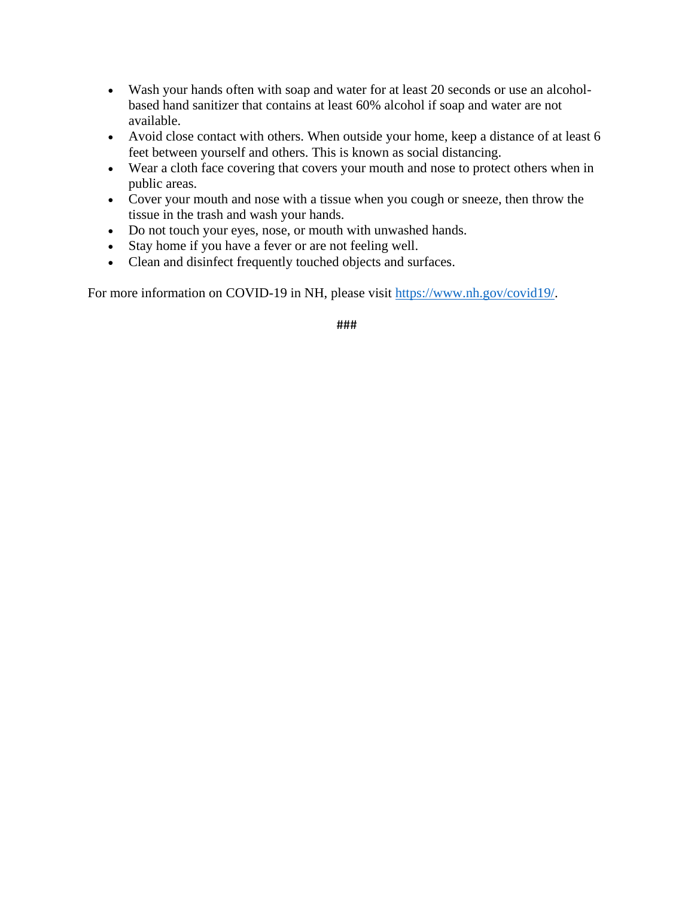- Wash your hands often with soap and water for at least 20 seconds or use an alcohol-based hand sanitizer that contains at least 60% alcohol if soap and water are not available.
- Avoid close contact with others. When outside your home, keep a distance of at least 6 feet between yourself and others. This is known as social distancing.
- Wear a cloth face covering that covers your mouth and nose to protect others when in public areas.
- Cover your mouth and nose with a tissue when you cough or sneeze, then throw the tissue in the trash and wash your hands.
- Do not touch your eyes, nose, or mouth with unwashed hands.
- Stay home if you have a fever or are not feeling well.
- Clean and disinfect frequently touched objects and surfaces.

For more information on COVID-19 in NH, please visit https://www.nh.gov/covid19/.

###